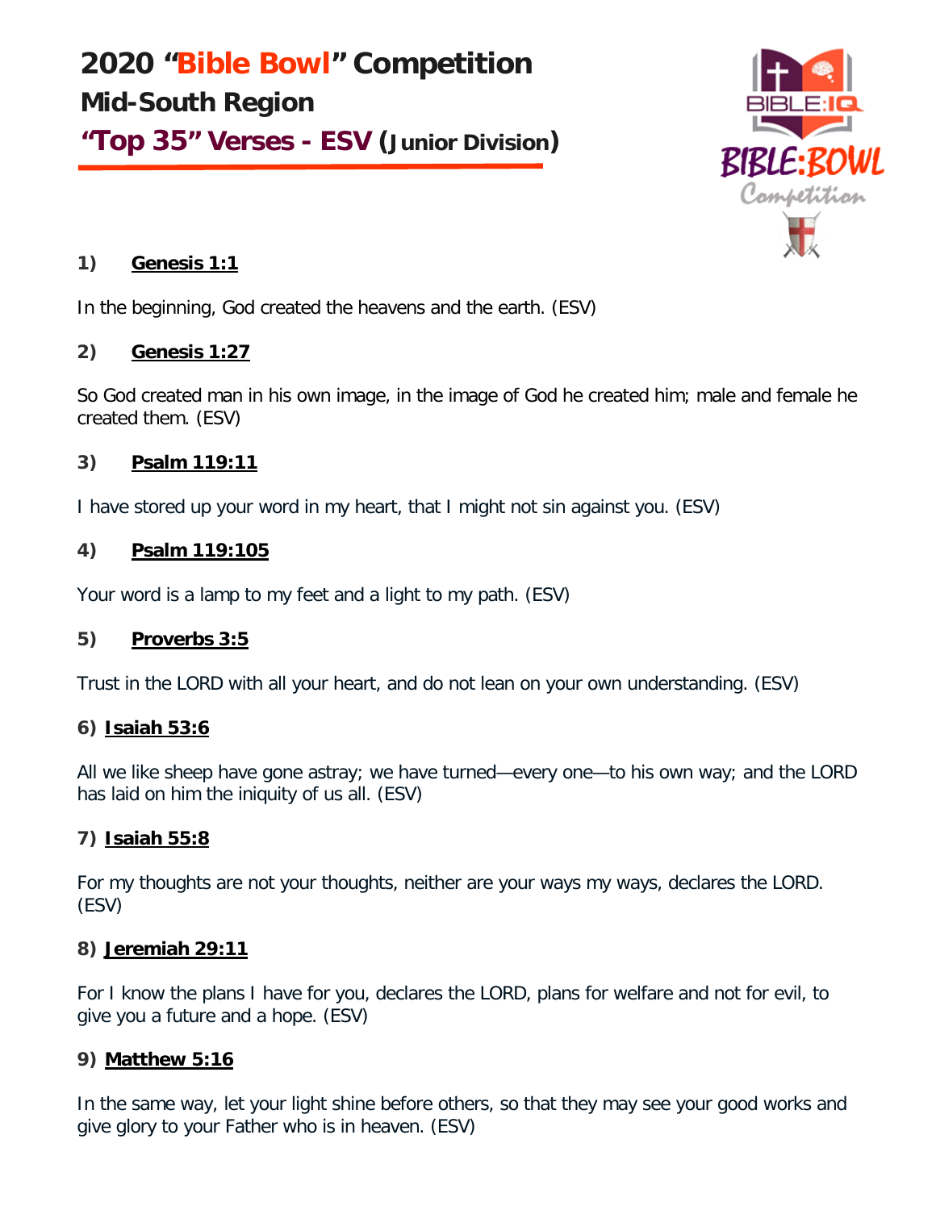# 2020 "Bible Bowl" Competition

## Mid-South Region

## "Top 35" Verses - ESV (Junior Division)

### 1) Genesis 1:1

In the beginning, God created the heavens and the earth. (ESV)

### 2) Genesis 1:27

So God created man in his own image, in the image of God he created him; male and female he created them. (ESV)

### 3) Psalm 119:11

I have stored up your word in my heart, that I might not sin against you. (ESV)

### 4) Psalm 119:105

Your word is a lamp to my feet and a light to my path. (ESV)

### 5) Proverbs 3:5

Trust in the LORD with all your heart, and do not lean on your own understanding. (ESV)

### 6) Isaiah 53:6

All we like sheep have gone astray; we have turned—every one—to his own way; and the LORD has laid on him the iniquity of us all. (ESV)

### 7) Isaiah 55:8

For my thoughts are not your thoughts, neither are your ways my ways, declares the LORD. (ESV)

### 8) Jeremiah 29:11

For I know the plans I have for you, declares the LORD, plans for welfare and not for evil, to give you a future and a hope. (ESV)

### 9) Matthew 5:16

In the same way, let your light shine before others, so that they may see your good works and give glory to your Father who is in heaven. (ESV)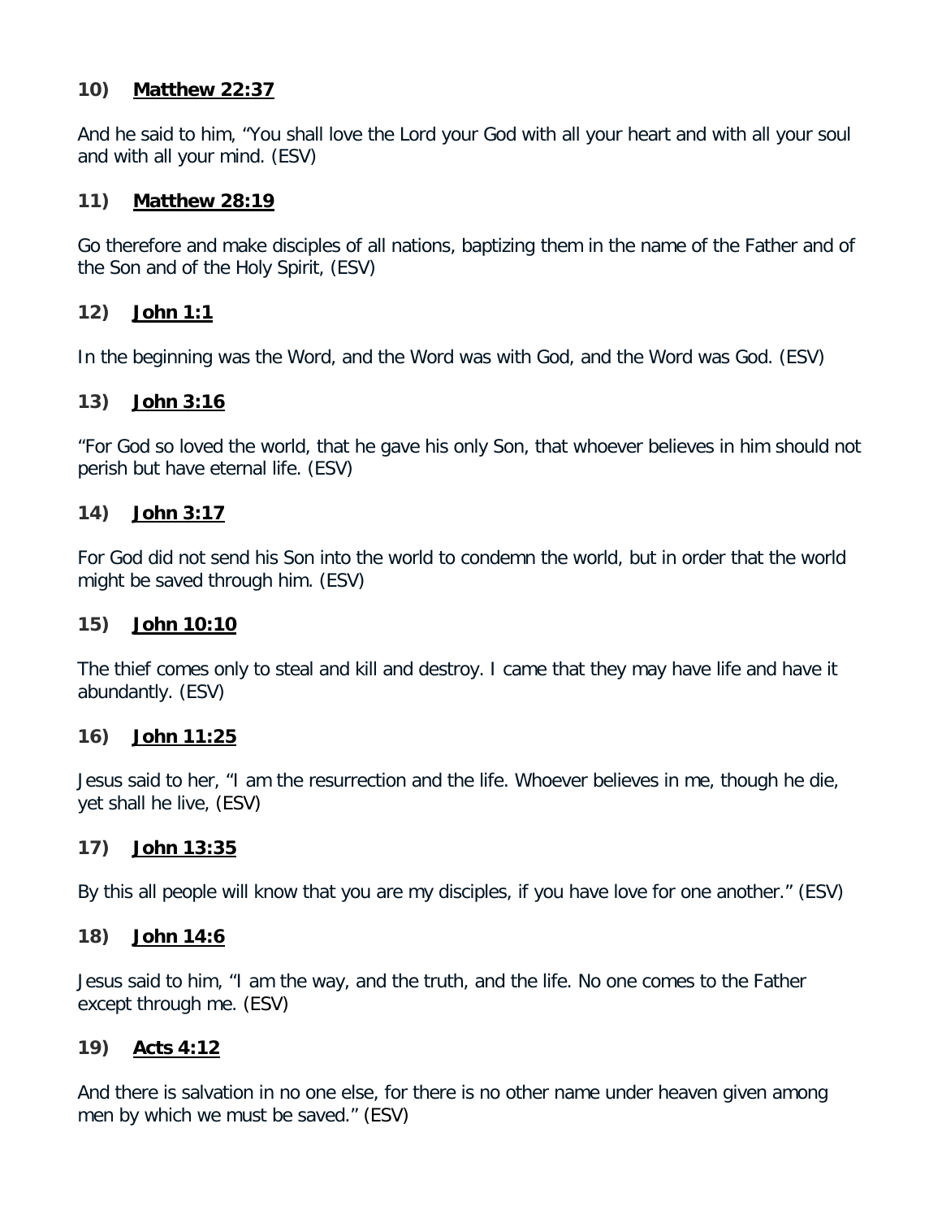**10)** **<u>Matthew 22:37</u>**

And he said to him, “You shall love the Lord your God with all your heart and with all your soul and with all your mind. (ESV)

**11)** **<u>Matthew 28:19</u>**

Go therefore and make disciples of all nations, baptizing them in the name of the Father and of the Son and of the Holy Spirit, (ESV)

**12)** **<u>John 1:1</u>**

In the beginning was the Word, and the Word was with God, and the Word was God. (ESV)

**13)** **<u>John 3:16</u>**

“For God so loved the world, that he gave his only Son, that whoever believes in him should not perish but have eternal life. (ESV)

**14)** **<u>John 3:17</u>**

For God did not send his Son into the world to condemn the world, but in order that the world might be saved through him. (ESV)

**15)** **<u>John 10:10</u>**

The thief comes only to steal and kill and destroy. I came that they may have life and have it abundantly. (ESV)

**16)** **<u>John 11:25</u>**

Jesus said to her, “I am the resurrection and the life. Whoever believes in me, though he die, yet shall he live, (ESV)

**17)** **<u>John 13:35</u>**

By this all people will know that you are my disciples, if you have love for one another.” (ESV)

**18)** **<u>John 14:6</u>**

Jesus said to him, “I am the way, and the truth, and the life. No one comes to the Father except through me. (ESV)

**19)** **<u>Acts 4:12</u>**

And there is salvation in no one else, for there is no other name under heaven given among men by which we must be saved.” (ESV)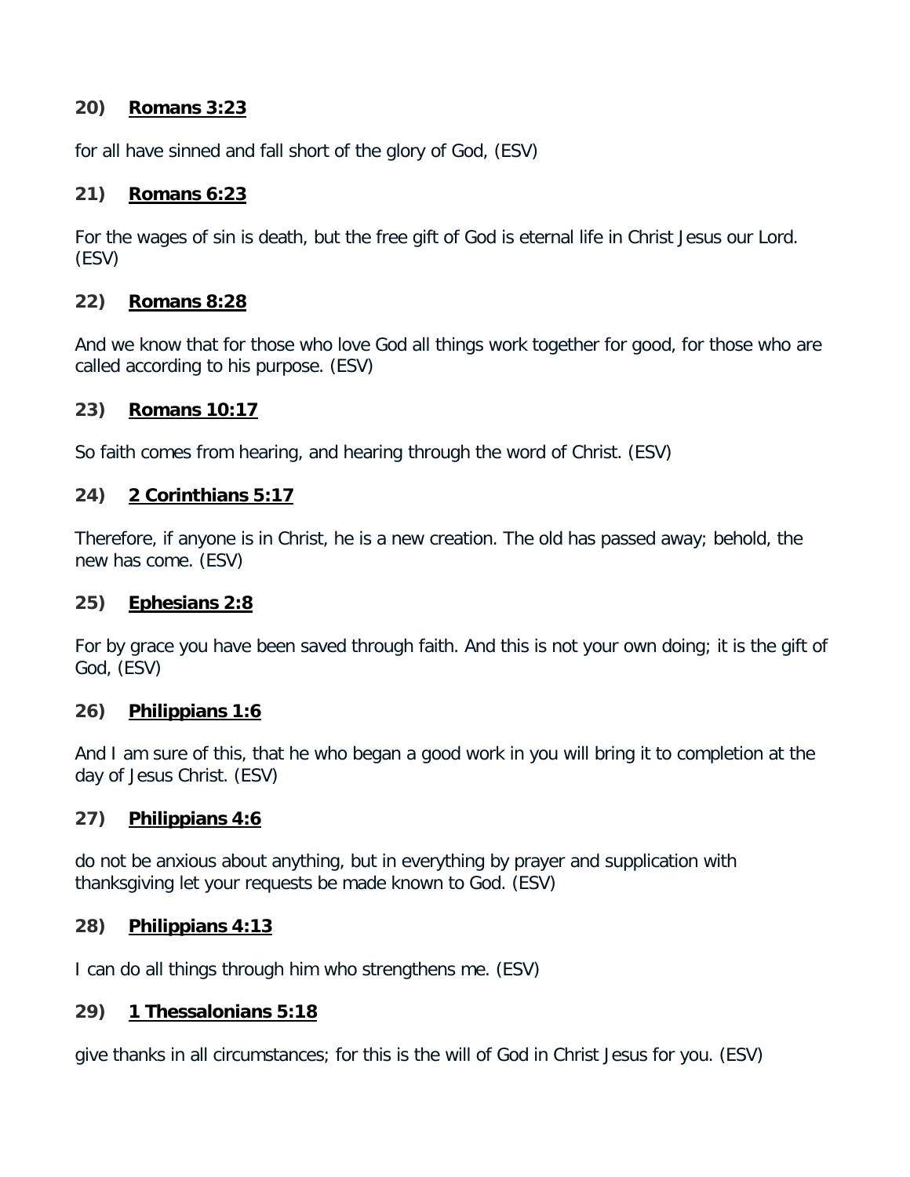**20) <u>Romans 3:23</u>**

for all have sinned and fall short of the glory of God, (ESV)

**21) <u>Romans 6:23</u>**

For the wages of sin is death, but the free gift of God is eternal life in Christ Jesus our Lord. (ESV)

**22) <u>Romans 8:28</u>**

And we know that for those who love God all things work together for good, for those who are called according to his purpose. (ESV)

**23) <u>Romans 10:17</u>**

So faith comes from hearing, and hearing through the word of Christ. (ESV)

**24) <u>2 Corinthians 5:17</u>**

Therefore, if anyone is in Christ, he is a new creation. The old has passed away; behold, the new has come. (ESV)

**25) <u>Ephesians 2:8</u>**

For by grace you have been saved through faith. And this is not your own doing; it is the gift of God, (ESV)

**26) <u>Philippians 1:6</u>**

And I am sure of this, that he who began a good work in you will bring it to completion at the day of Jesus Christ. (ESV)

**27) <u>Philippians 4:6</u>**

do not be anxious about anything, but in everything by prayer and supplication with thanksgiving let your requests be made known to God. (ESV)

**28) <u>Philippians 4:13</u>**

I can do all things through him who strengthens me. (ESV)

**29) <u>1 Thessalonians 5:18</u>**

give thanks in all circumstances; for this is the will of God in Christ Jesus for you. (ESV)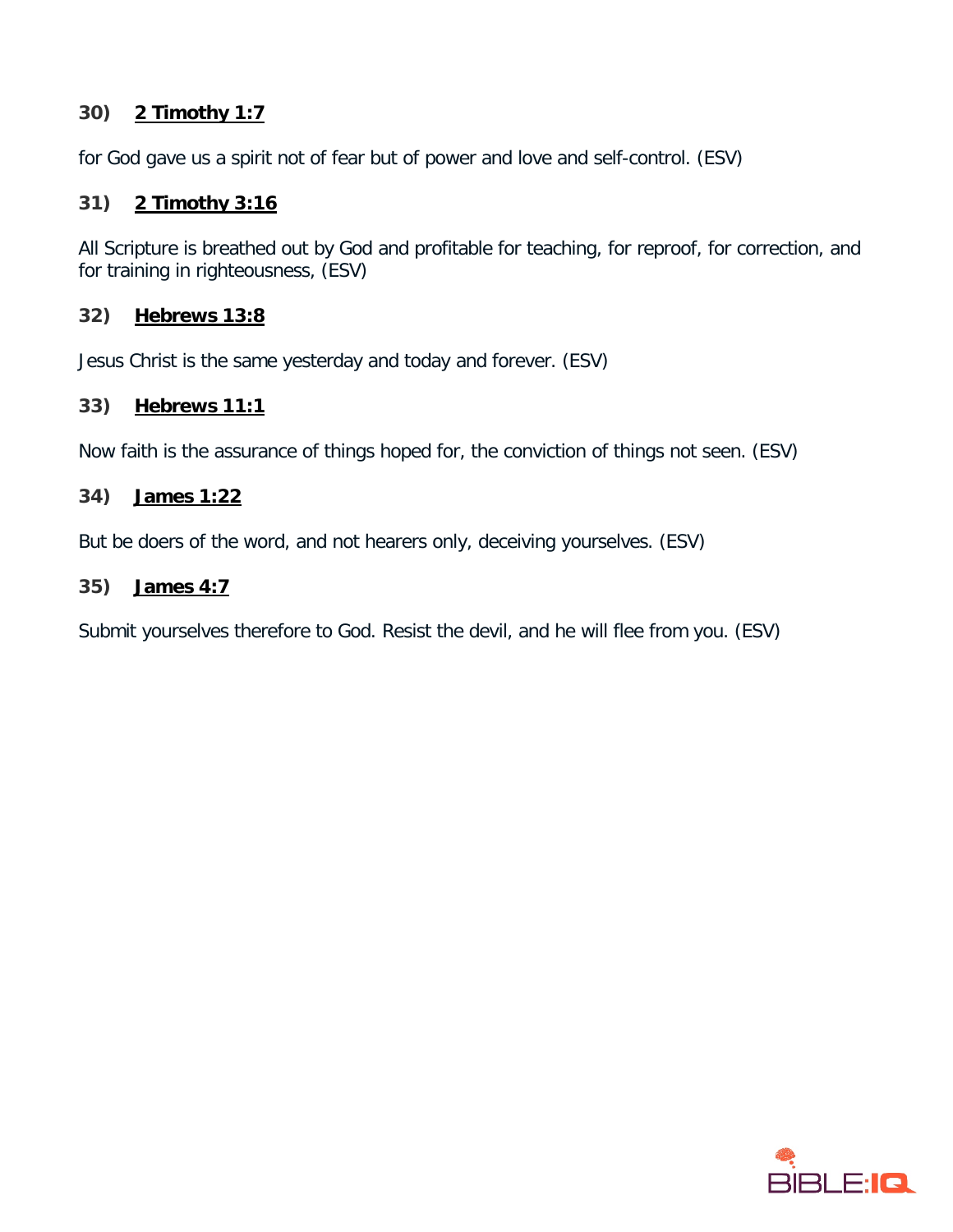### 30) **2 Timothy 1:7**

for God gave us a spirit not of fear but of power and love and self-control. (ESV)

### 31) **2 Timothy 3:16**

All Scripture is breathed out by God and profitable for teaching, for reproof, for correction, and for training in righteousness, (ESV)

### 32) **Hebrews 13:8**

Jesus Christ is the same yesterday and today and forever. (ESV)

### 33) **Hebrews 11:1**

Now faith is the assurance of things hoped for, the conviction of things not seen. (ESV)

### 34) **James 1:22**

But be doers of the word, and not hearers only, deceiving yourselves. (ESV)

### 35) **James 4:7**

Submit yourselves therefore to God. Resist the devil, and he will flee from you. (ESV)